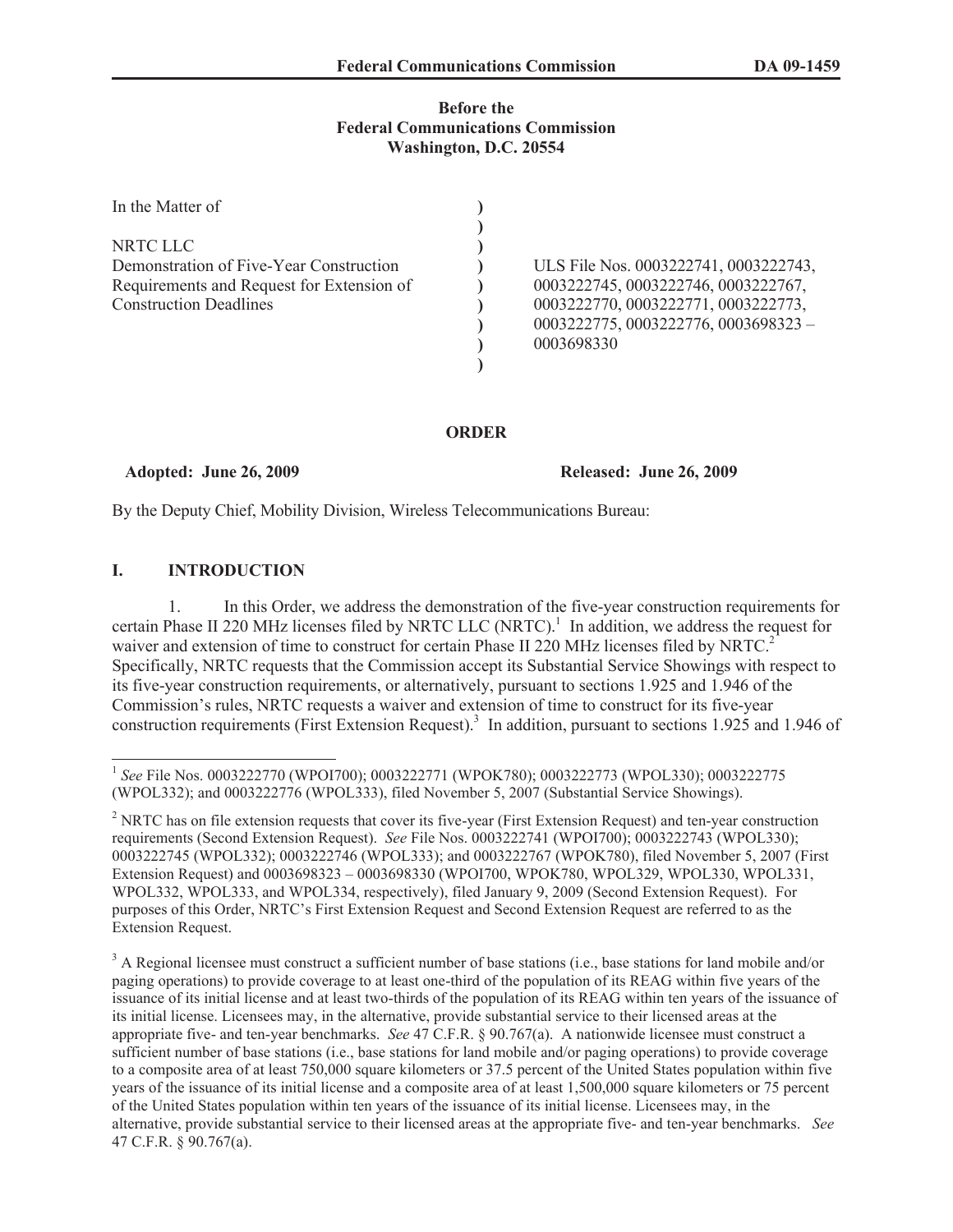**Before the**
**Federal Communications Commission**
**Washington, D.C. 20554**

| | | |
|---|---|---|
| In the Matter of | ) | |
| | ) | |
| NRTC LLC | ) | |
| Demonstration of Five-Year Construction | ) | ULS File Nos. 0003222741, 0003222743, |
| Requirements and Request for Extension of | ) | 0003222745, 0003222746, 0003222767, |
| Construction Deadlines | ) | 0003222770, 0003222771, 0003222773, |
| | ) | 0003222775, 0003222776, 0003698323 – |
| | ) | 0003698330 |
| | ) | |

**ORDER**

**Adopted: June 26, 2009** **Released: June 26, 2009**

By the Deputy Chief, Mobility Division, Wireless Telecommunications Bureau:

## I. INTRODUCTION

1. In this Order, we address the demonstration of the five-year construction requirements for certain Phase II 220 MHz licenses filed by NRTC LLC (NRTC).[1] In addition, we address the request for waiver and extension of time to construct for certain Phase II 220 MHz licenses filed by NRTC.[2] Specifically, NRTC requests that the Commission accept its Substantial Service Showings with respect to its five-year construction requirements, or alternatively, pursuant to sections 1.925 and 1.946 of the Commission's rules, NRTC requests a waiver and extension of time to construct for its five-year construction requirements (First Extension Request).[3] In addition, pursuant to sections 1.925 and 1.946 of

---

[1] *See* File Nos. 0003222770 (WPOI700); 0003222771 (WPOK780); 0003222773 (WPOL330); 0003222775 (WPOL332); and 0003222776 (WPOL333), filed November 5, 2007 (Substantial Service Showings).

[2] NRTC has on file extension requests that cover its five-year (First Extension Request) and ten-year construction requirements (Second Extension Request). *See* File Nos. 0003222741 (WPOI700); 0003222743 (WPOL330); 0003222745 (WPOL332); 0003222746 (WPOL333); and 0003222767 (WPOK780), filed November 5, 2007 (First Extension Request) and 0003698323 – 0003698330 (WPOI700, WPOK780, WPOL329, WPOL330, WPOL331, WPOL332, WPOL333, and WPOL334, respectively), filed January 9, 2009 (Second Extension Request). For purposes of this Order, NRTC's First Extension Request and Second Extension Request are referred to as the Extension Request.

[3] A Regional licensee must construct a sufficient number of base stations (i.e., base stations for land mobile and/or paging operations) to provide coverage to at least one-third of the population of its REAG within five years of the issuance of its initial license and at least two-thirds of the population of its REAG within ten years of the issuance of its initial license. Licensees may, in the alternative, provide substantial service to their licensed areas at the appropriate five- and ten-year benchmarks. *See* 47 C.F.R. § 90.767(a). A nationwide licensee must construct a sufficient number of base stations (i.e., base stations for land mobile and/or paging operations) to provide coverage to a composite area of at least 750,000 square kilometers or 37.5 percent of the United States population within five years of the issuance of its initial license and a composite area of at least 1,500,000 square kilometers or 75 percent of the United States population within ten years of the issuance of its initial license. Licensees may, in the alternative, provide substantial service to their licensed areas at the appropriate five- and ten-year benchmarks. *See* 47 C.F.R. § 90.767(a).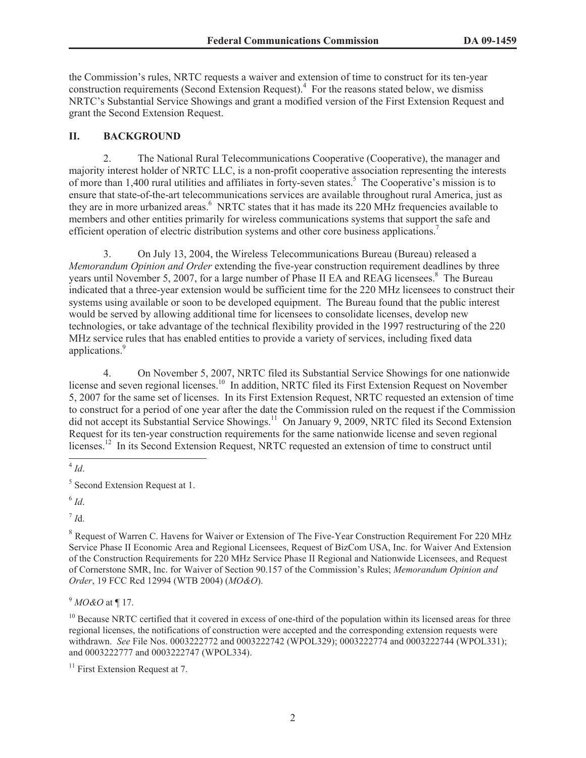the Commission's rules, NRTC requests a waiver and extension of time to construct for its ten-year construction requirements (Second Extension Request).[4] For the reasons stated below, we dismiss NRTC's Substantial Service Showings and grant a modified version of the First Extension Request and grant the Second Extension Request.

## II. BACKGROUND

2. The National Rural Telecommunications Cooperative (Cooperative), the manager and majority interest holder of NRTC LLC, is a non-profit cooperative association representing the interests of more than 1,400 rural utilities and affiliates in forty-seven states.[5] The Cooperative's mission is to ensure that state-of-the-art telecommunications services are available throughout rural America, just as they are in more urbanized areas.[6] NRTC states that it has made its 220 MHz frequencies available to members and other entities primarily for wireless communications systems that support the safe and efficient operation of electric distribution systems and other core business applications.[7]

3. On July 13, 2004, the Wireless Telecommunications Bureau (Bureau) released a *Memorandum Opinion and Order* extending the five-year construction requirement deadlines by three years until November 5, 2007, for a large number of Phase II EA and REAG licensees.[8] The Bureau indicated that a three-year extension would be sufficient time for the 220 MHz licensees to construct their systems using available or soon to be developed equipment. The Bureau found that the public interest would be served by allowing additional time for licensees to consolidate licenses, develop new technologies, or take advantage of the technical flexibility provided in the 1997 restructuring of the 220 MHz service rules that has enabled entities to provide a variety of services, including fixed data applications.[9]

4. On November 5, 2007, NRTC filed its Substantial Service Showings for one nationwide license and seven regional licenses.[10] In addition, NRTC filed its First Extension Request on November 5, 2007 for the same set of licenses. In its First Extension Request, NRTC requested an extension of time to construct for a period of one year after the date the Commission ruled on the request if the Commission did not accept its Substantial Service Showings.[11] On January 9, 2009, NRTC filed its Second Extension Request for its ten-year construction requirements for the same nationwide license and seven regional licenses.[12] In its Second Extension Request, NRTC requested an extension of time to construct until

---

[4] *Id*.

[5] Second Extension Request at 1.

[6] *Id*.

[7] *I*d.

[8] Request of Warren C. Havens for Waiver or Extension of The Five-Year Construction Requirement For 220 MHz Service Phase II Economic Area and Regional Licensees, Request of BizCom USA, Inc. for Waiver And Extension of the Construction Requirements for 220 MHz Service Phase II Regional and Nationwide Licensees, and Request of Cornerstone SMR, Inc. for Waiver of Section 90.157 of the Commission's Rules; *Memorandum Opinion and Order*, 19 FCC Rcd 12994 (WTB 2004) (*MO&O*).

[9] *MO&O* at ¶ 17.

[10] Because NRTC certified that it covered in excess of one-third of the population within its licensed areas for three regional licenses, the notifications of construction were accepted and the corresponding extension requests were withdrawn. *See* File Nos. 0003222772 and 0003222742 (WPOL329); 0003222774 and 0003222744 (WPOL331); and 0003222777 and 0003222747 (WPOL334).

[11] First Extension Request at 7.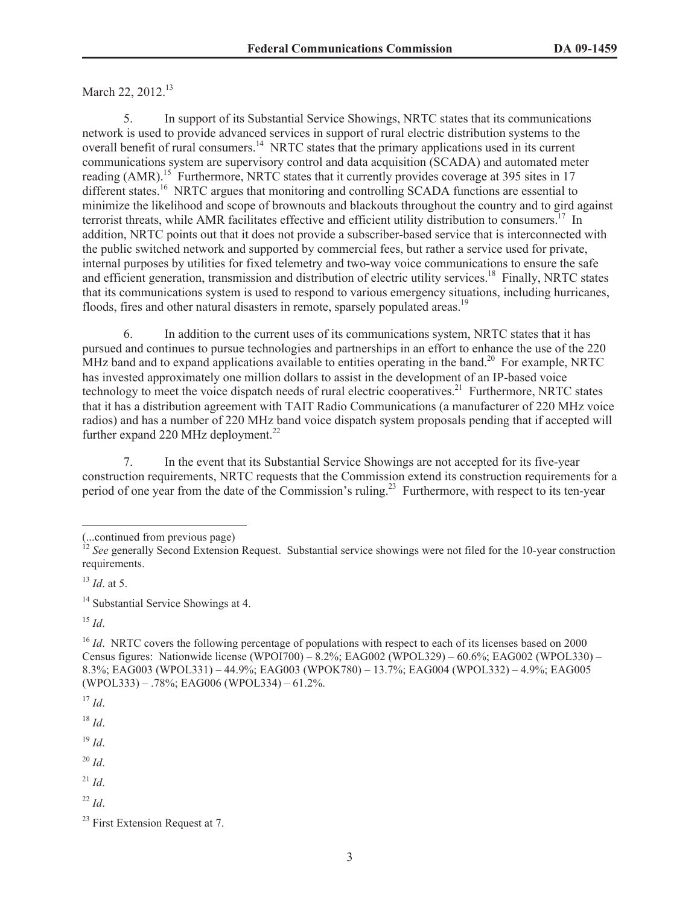March 22, 2012.[13]

5. In support of its Substantial Service Showings, NRTC states that its communications network is used to provide advanced services in support of rural electric distribution systems to the overall benefit of rural consumers.[14] NRTC states that the primary applications used in its current communications system are supervisory control and data acquisition (SCADA) and automated meter reading (AMR).[15] Furthermore, NRTC states that it currently provides coverage at 395 sites in 17 different states.[16] NRTC argues that monitoring and controlling SCADA functions are essential to minimize the likelihood and scope of brownouts and blackouts throughout the country and to gird against terrorist threats, while AMR facilitates effective and efficient utility distribution to consumers.[17] In addition, NRTC points out that it does not provide a subscriber-based service that is interconnected with the public switched network and supported by commercial fees, but rather a service used for private, internal purposes by utilities for fixed telemetry and two-way voice communications to ensure the safe and efficient generation, transmission and distribution of electric utility services.[18] Finally, NRTC states that its communications system is used to respond to various emergency situations, including hurricanes, floods, fires and other natural disasters in remote, sparsely populated areas.[19]

6. In addition to the current uses of its communications system, NRTC states that it has pursued and continues to pursue technologies and partnerships in an effort to enhance the use of the 220 MHz band and to expand applications available to entities operating in the band.[20] For example, NRTC has invested approximately one million dollars to assist in the development of an IP-based voice technology to meet the voice dispatch needs of rural electric cooperatives.[21] Furthermore, NRTC states that it has a distribution agreement with TAIT Radio Communications (a manufacturer of 220 MHz voice radios) and has a number of 220 MHz band voice dispatch system proposals pending that if accepted will further expand 220 MHz deployment.[22]

7. In the event that its Substantial Service Showings are not accepted for its five-year construction requirements, NRTC requests that the Commission extend its construction requirements for a period of one year from the date of the Commission's ruling.[23] Furthermore, with respect to its ten-year

---

(...continued from previous page)

[12] *See* generally Second Extension Request. Substantial service showings were not filed for the 10-year construction requirements.

[13] *Id*. at 5.

[14] Substantial Service Showings at 4.

[15] *Id*.

[16] *Id*. NRTC covers the following percentage of populations with respect to each of its licenses based on 2000 Census figures: Nationwide license (WPOI700) – 8.2%; EAG002 (WPOL329) – 60.6%; EAG002 (WPOL330) – 8.3%; EAG003 (WPOL331) – 44.9%; EAG003 (WPOK780) – 13.7%; EAG004 (WPOL332) – 4.9%; EAG005 (WPOL333) – .78%; EAG006 (WPOL334) – 61.2%.

[17] *Id*.

[18] *Id*.

[19] *Id*.

[20] *Id*.

[21] *Id*.

[22] *Id*.

[23] First Extension Request at 7.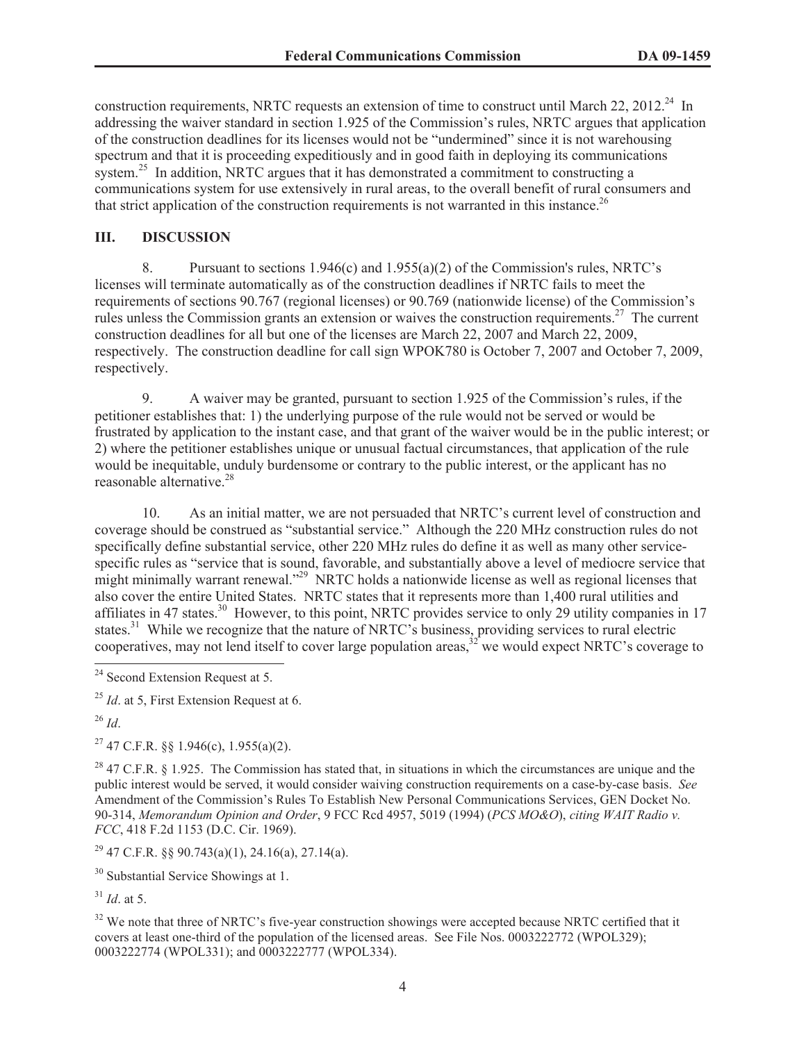construction requirements, NRTC requests an extension of time to construct until March 22, 2012.[24] In addressing the waiver standard in section 1.925 of the Commission's rules, NRTC argues that application of the construction deadlines for its licenses would not be "undermined" since it is not warehousing spectrum and that it is proceeding expeditiously and in good faith in deploying its communications system.[25] In addition, NRTC argues that it has demonstrated a commitment to constructing a communications system for use extensively in rural areas, to the overall benefit of rural consumers and that strict application of the construction requirements is not warranted in this instance.[26]

## III. DISCUSSION

8. Pursuant to sections 1.946(c) and 1.955(a)(2) of the Commission's rules, NRTC's licenses will terminate automatically as of the construction deadlines if NRTC fails to meet the requirements of sections 90.767 (regional licenses) or 90.769 (nationwide license) of the Commission's rules unless the Commission grants an extension or waives the construction requirements.[27] The current construction deadlines for all but one of the licenses are March 22, 2007 and March 22, 2009, respectively. The construction deadline for call sign WPOK780 is October 7, 2007 and October 7, 2009, respectively.

9. A waiver may be granted, pursuant to section 1.925 of the Commission's rules, if the petitioner establishes that: 1) the underlying purpose of the rule would not be served or would be frustrated by application to the instant case, and that grant of the waiver would be in the public interest; or 2) where the petitioner establishes unique or unusual factual circumstances, that application of the rule would be inequitable, unduly burdensome or contrary to the public interest, or the applicant has no reasonable alternative.[28]

10. As an initial matter, we are not persuaded that NRTC's current level of construction and coverage should be construed as "substantial service." Although the 220 MHz construction rules do not specifically define substantial service, other 220 MHz rules do define it as well as many other service-specific rules as "service that is sound, favorable, and substantially above a level of mediocre service that might minimally warrant renewal."[29] NRTC holds a nationwide license as well as regional licenses that also cover the entire United States. NRTC states that it represents more than 1,400 rural utilities and affiliates in 47 states.[30] However, to this point, NRTC provides service to only 29 utility companies in 17 states.[31] While we recognize that the nature of NRTC's business, providing services to rural electric cooperatives, may not lend itself to cover large population areas,[32] we would expect NRTC's coverage to

---

[24] Second Extension Request at 5.

[25] *Id*. at 5, First Extension Request at 6.

[26] *Id*.

[27] 47 C.F.R. §§ 1.946(c), 1.955(a)(2).

[28] 47 C.F.R. § 1.925. The Commission has stated that, in situations in which the circumstances are unique and the public interest would be served, it would consider waiving construction requirements on a case-by-case basis. *See* Amendment of the Commission's Rules To Establish New Personal Communications Services, GEN Docket No. 90-314, *Memorandum Opinion and Order*, 9 FCC Rcd 4957, 5019 (1994) (*PCS MO&O*), *citing WAIT Radio v. FCC*, 418 F.2d 1153 (D.C. Cir. 1969).

[29] 47 C.F.R. §§ 90.743(a)(1), 24.16(a), 27.14(a).

[30] Substantial Service Showings at 1.

[31] *Id*. at 5.

[32] We note that three of NRTC's five-year construction showings were accepted because NRTC certified that it covers at least one-third of the population of the licensed areas. See File Nos. 0003222772 (WPOL329); 0003222774 (WPOL331); and 0003222777 (WPOL334).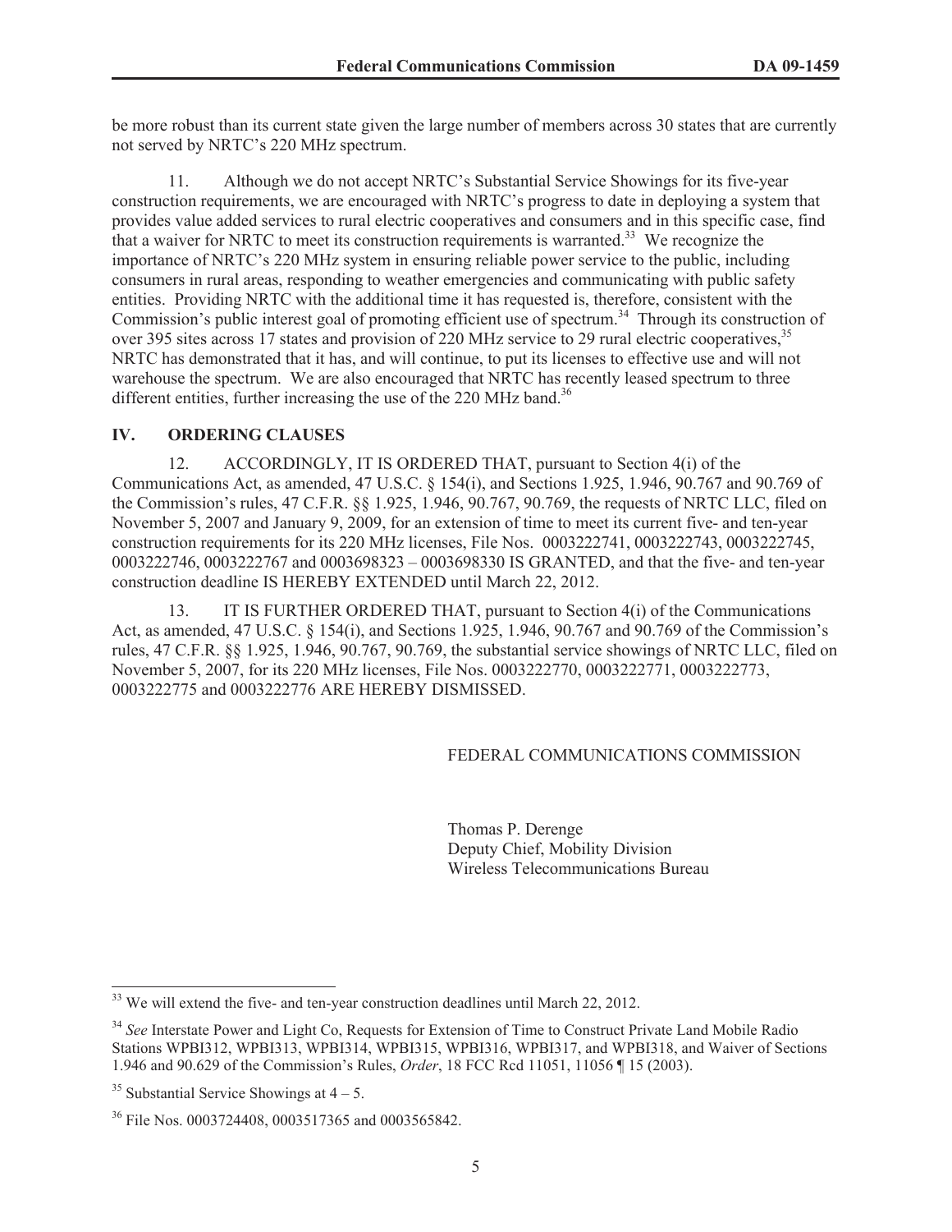be more robust than its current state given the large number of members across 30 states that are currently not served by NRTC's 220 MHz spectrum.

11. Although we do not accept NRTC's Substantial Service Showings for its five-year construction requirements, we are encouraged with NRTC's progress to date in deploying a system that provides value added services to rural electric cooperatives and consumers and in this specific case, find that a waiver for NRTC to meet its construction requirements is warranted.[33] We recognize the importance of NRTC's 220 MHz system in ensuring reliable power service to the public, including consumers in rural areas, responding to weather emergencies and communicating with public safety entities. Providing NRTC with the additional time it has requested is, therefore, consistent with the Commission's public interest goal of promoting efficient use of spectrum.[34] Through its construction of over 395 sites across 17 states and provision of 220 MHz service to 29 rural electric cooperatives,[35] NRTC has demonstrated that it has, and will continue, to put its licenses to effective use and will not warehouse the spectrum. We are also encouraged that NRTC has recently leased spectrum to three different entities, further increasing the use of the 220 MHz band.[36]

## IV. ORDERING CLAUSES

12. ACCORDINGLY, IT IS ORDERED THAT, pursuant to Section 4(i) of the Communications Act, as amended, 47 U.S.C. § 154(i), and Sections 1.925, 1.946, 90.767 and 90.769 of the Commission's rules, 47 C.F.R. §§ 1.925, 1.946, 90.767, 90.769, the requests of NRTC LLC, filed on November 5, 2007 and January 9, 2009, for an extension of time to meet its current five- and ten-year construction requirements for its 220 MHz licenses, File Nos. 0003222741, 0003222743, 0003222745, 0003222746, 0003222767 and 0003698323 – 0003698330 IS GRANTED, and that the five- and ten-year construction deadline IS HEREBY EXTENDED until March 22, 2012.

13. IT IS FURTHER ORDERED THAT, pursuant to Section 4(i) of the Communications Act, as amended, 47 U.S.C. § 154(i), and Sections 1.925, 1.946, 90.767 and 90.769 of the Commission's rules, 47 C.F.R. §§ 1.925, 1.946, 90.767, 90.769, the substantial service showings of NRTC LLC, filed on November 5, 2007, for its 220 MHz licenses, File Nos. 0003222770, 0003222771, 0003222773, 0003222775 and 0003222776 ARE HEREBY DISMISSED.

FEDERAL COMMUNICATIONS COMMISSION

Thomas P. Derenge
Deputy Chief, Mobility Division
Wireless Telecommunications Bureau

---

[33] We will extend the five- and ten-year construction deadlines until March 22, 2012.

[34] *See* Interstate Power and Light Co, Requests for Extension of Time to Construct Private Land Mobile Radio Stations WPBI312, WPBI313, WPBI314, WPBI315, WPBI316, WPBI317, and WPBI318, and Waiver of Sections 1.946 and 90.629 of the Commission's Rules, *Order*, 18 FCC Rcd 11051, 11056 ¶ 15 (2003).

[35] Substantial Service Showings at 4 – 5.

[36] File Nos. 0003724408, 0003517365 and 0003565842.